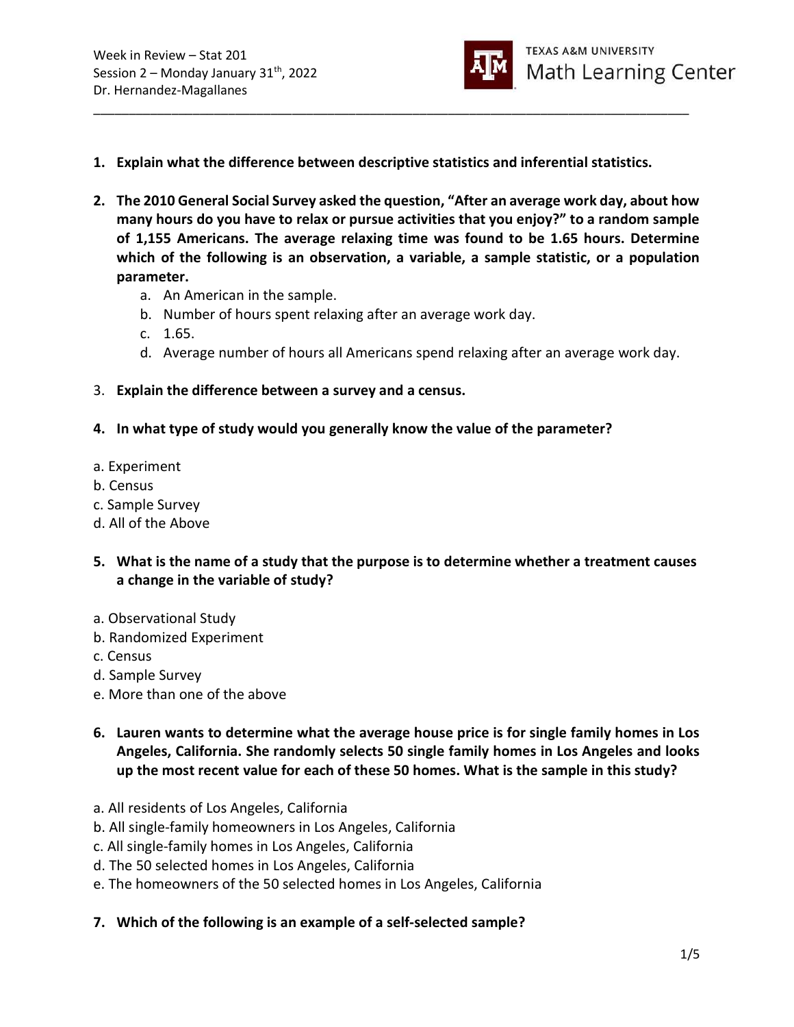Week in Review – Stat 201
Session 2 – Monday January 31th, 2022
Dr. Hernandez-Magallanes

---

1. **Explain what the difference between descriptive statistics and inferential statistics.**

2. **The 2010 General Social Survey asked the question, "After an average work day, about how many hours do you have to relax or pursue activities that you enjoy?" to a random sample of 1,155 Americans. The average relaxing time was found to be 1.65 hours. Determine which of the following is an observation, a variable, a sample statistic, or a population parameter.**
   a. An American in the sample.
   b. Number of hours spent relaxing after an average work day.
   c. 1.65.
   d. Average number of hours all Americans spend relaxing after an average work day.

3. **Explain the difference between a survey and a census.**

4. **In what type of study would you generally know the value of the parameter?**

a. Experiment
b. Census
c. Sample Survey
d. All of the Above

5. **What is the name of a study that the purpose is to determine whether a treatment causes a change in the variable of study?**

a. Observational Study
b. Randomized Experiment
c. Census
d. Sample Survey
e. More than one of the above

6. **Lauren wants to determine what the average house price is for single family homes in Los Angeles, California. She randomly selects 50 single family homes in Los Angeles and looks up the most recent value for each of these 50 homes. What is the sample in this study?**

a. All residents of Los Angeles, California
b. All single-family homeowners in Los Angeles, California
c. All single-family homes in Los Angeles, California
d. The 50 selected homes in Los Angeles, California
e. The homeowners of the 50 selected homes in Los Angeles, California

7. **Which of the following is an example of a self-selected sample?**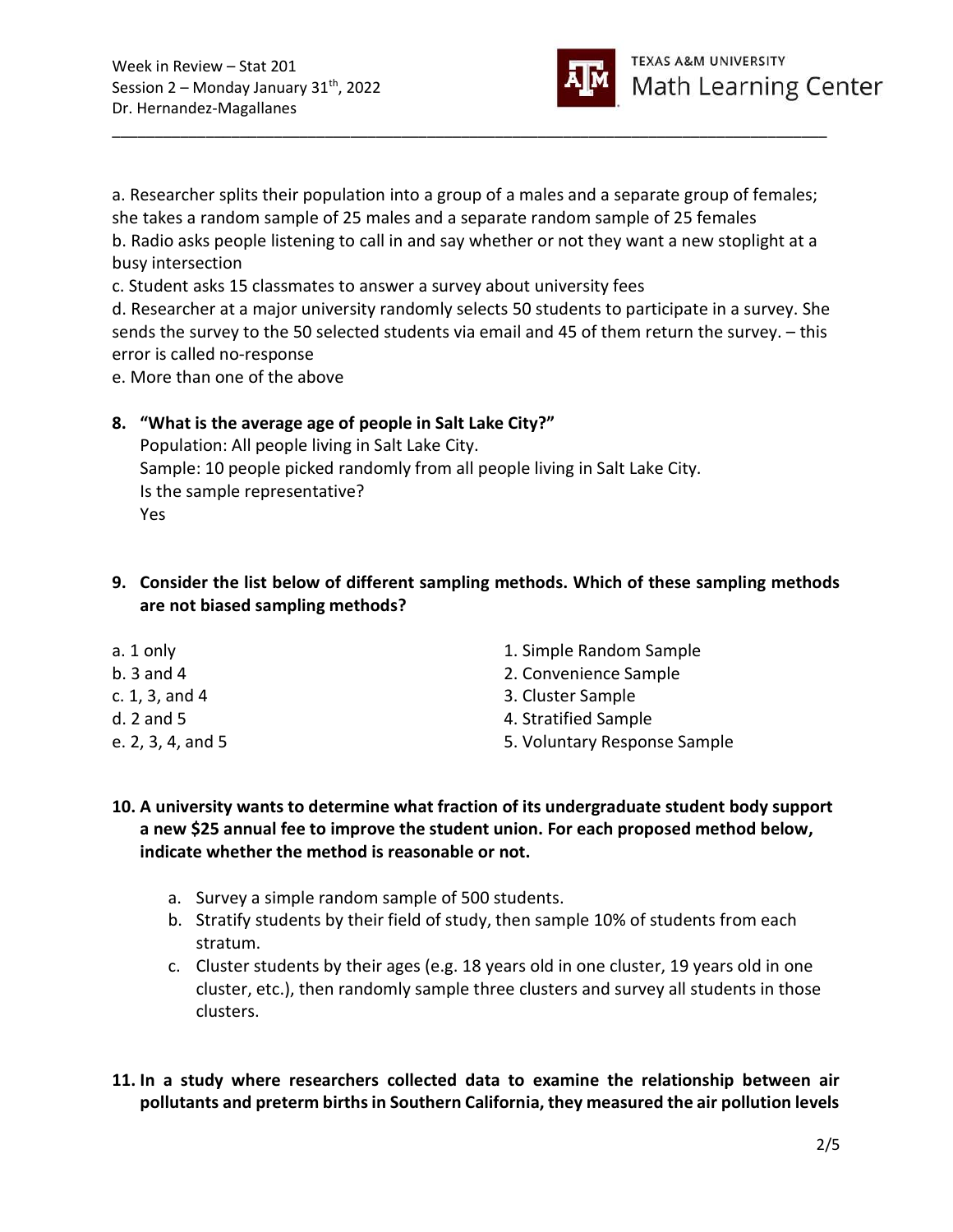a. Researcher splits their population into a group of a males and a separate group of females; she takes a random sample of 25 males and a separate random sample of 25 females

b. Radio asks people listening to call in and say whether or not they want a new stoplight at a busy intersection

c. Student asks 15 classmates to answer a survey about university fees

d. Researcher at a major university randomly selects 50 students to participate in a survey. She sends the survey to the 50 selected students via email and 45 of them return the survey. – this error is called no-response

e. More than one of the above

**8. "What is the average age of people in Salt Lake City?"**

Population: All people living in Salt Lake City.
Sample: 10 people picked randomly from all people living in Salt Lake City.
Is the sample representative?
Yes

**9. Consider the list below of different sampling methods. Which of these sampling methods are not biased sampling methods?**

1. Simple Random Sample
2. Convenience Sample
3. Cluster Sample
4. Stratified Sample
5. Voluntary Response Sample

a. 1 only
b. 3 and 4
c. 1, 3, and 4
d. 2 and 5
e. 2, 3, 4, and 5

**10. A university wants to determine what fraction of its undergraduate student body support a new $25 annual fee to improve the student union. For each proposed method below, indicate whether the method is reasonable or not.**

a. Survey a simple random sample of 500 students.
b. Stratify students by their field of study, then sample 10% of students from each stratum.
c. Cluster students by their ages (e.g. 18 years old in one cluster, 19 years old in one cluster, etc.), then randomly sample three clusters and survey all students in those clusters.

**11. In a study where researchers collected data to examine the relationship between air pollutants and preterm births in Southern California, they measured the air pollution levels**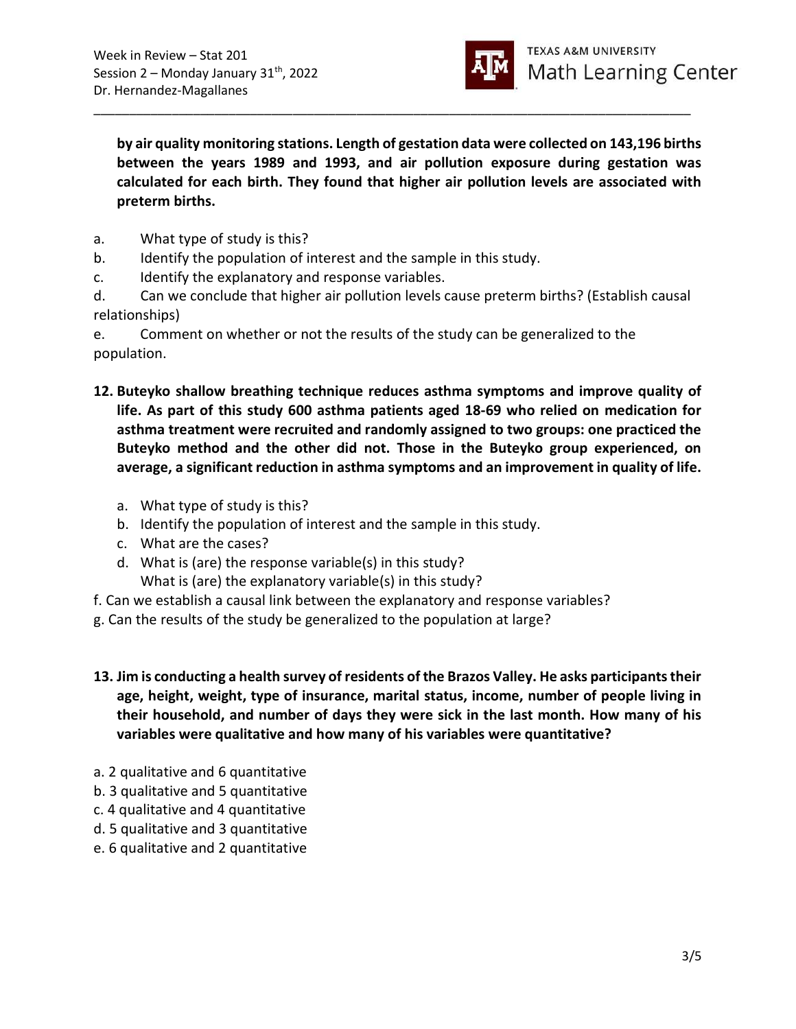**by air quality monitoring stations. Length of gestation data were collected on 143,196 births between the years 1989 and 1993, and air pollution exposure during gestation was calculated for each birth. They found that higher air pollution levels are associated with preterm births.**

a. What type of study is this?

b. Identify the population of interest and the sample in this study.

c. Identify the explanatory and response variables.

d. Can we conclude that higher air pollution levels cause preterm births? (Establish causal relationships)

e. Comment on whether or not the results of the study can be generalized to the population.

**12. Buteyko shallow breathing technique reduces asthma symptoms and improve quality of life. As part of this study 600 asthma patients aged 18-69 who relied on medication for asthma treatment were recruited and randomly assigned to two groups: one practiced the Buteyko method and the other did not. Those in the Buteyko group experienced, on average, a significant reduction in asthma symptoms and an improvement in quality of life.**

a. What type of study is this?
b. Identify the population of interest and the sample in this study.
c. What are the cases?
d. What is (are) the response variable(s) in this study?
   What is (are) the explanatory variable(s) in this study?

f. Can we establish a causal link between the explanatory and response variables?

g. Can the results of the study be generalized to the population at large?

**13. Jim is conducting a health survey of residents of the Brazos Valley. He asks participants their age, height, weight, type of insurance, marital status, income, number of people living in their household, and number of days they were sick in the last month. How many of his variables were qualitative and how many of his variables were quantitative?**

a. 2 qualitative and 6 quantitative
b. 3 qualitative and 5 quantitative
c. 4 qualitative and 4 quantitative
d. 5 qualitative and 3 quantitative
e. 6 qualitative and 2 quantitative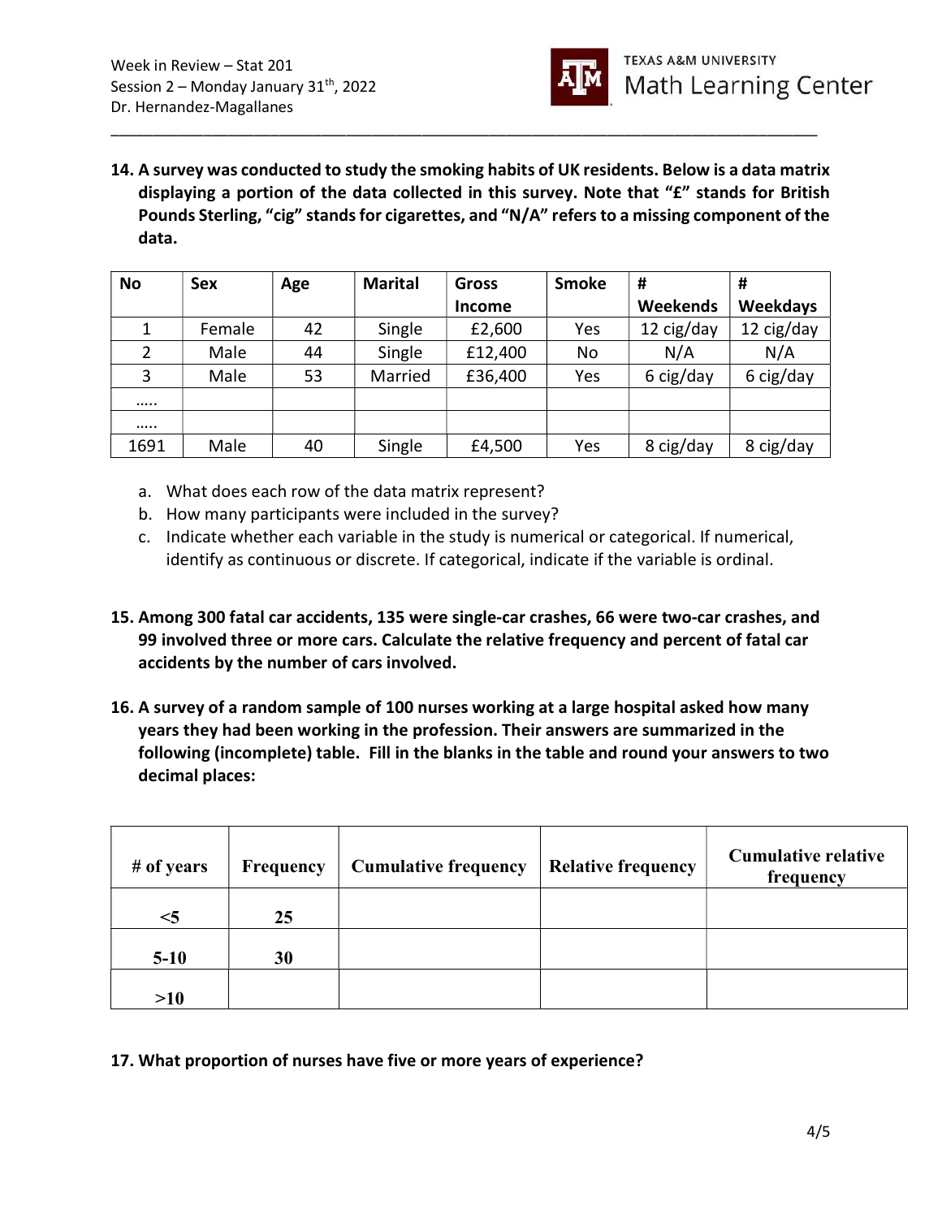**14. A survey was conducted to study the smoking habits of UK residents. Below is a data matrix displaying a portion of the data collected in this survey. Note that "£" stands for British Pounds Sterling, "cig" stands for cigarettes, and "N/A" refers to a missing component of the data.**

| No | Sex | Age | Marital | Gross Income | Smoke | # Weekends | # Weekdays |
|---|---|---|---|---|---|---|---|
| 1 | Female | 42 | Single | £2,600 | Yes | 12 cig/day | 12 cig/day |
| 2 | Male | 44 | Single | £12,400 | No | N/A | N/A |
| 3 | Male | 53 | Married | £36,400 | Yes | 6 cig/day | 6 cig/day |
| ….. | | | | | | | |
| ….. | | | | | | | |
| 1691 | Male | 40 | Single | £4,500 | Yes | 8 cig/day | 8 cig/day |

a. What does each row of the data matrix represent?
b. How many participants were included in the survey?
c. Indicate whether each variable in the study is numerical or categorical. If numerical, identify as continuous or discrete. If categorical, indicate if the variable is ordinal.

**15. Among 300 fatal car accidents, 135 were single-car crashes, 66 were two-car crashes, and 99 involved three or more cars. Calculate the relative frequency and percent of fatal car accidents by the number of cars involved.**

**16. A survey of a random sample of 100 nurses working at a large hospital asked how many years they had been working in the profession. Their answers are summarized in the following (incomplete) table. Fill in the blanks in the table and round your answers to two decimal places:**

| # of years | Frequency | Cumulative frequency | Relative frequency | Cumulative relative frequency |
|---|---|---|---|---|
| <5 | 25 | | | |
| 5-10 | 30 | | | |
| >10 | | | | |

**17. What proportion of nurses have five or more years of experience?**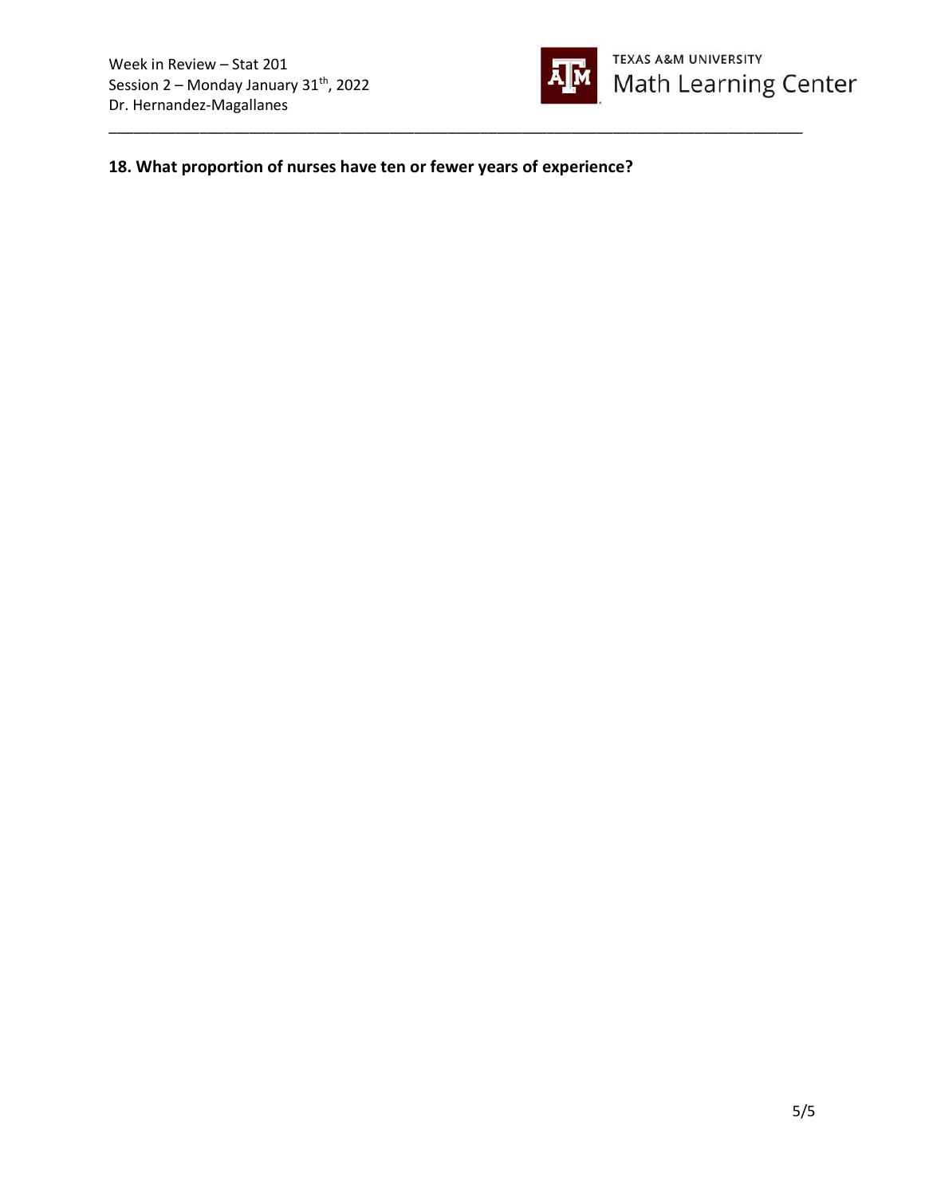**18. What proportion of nurses have ten or fewer years of experience?**